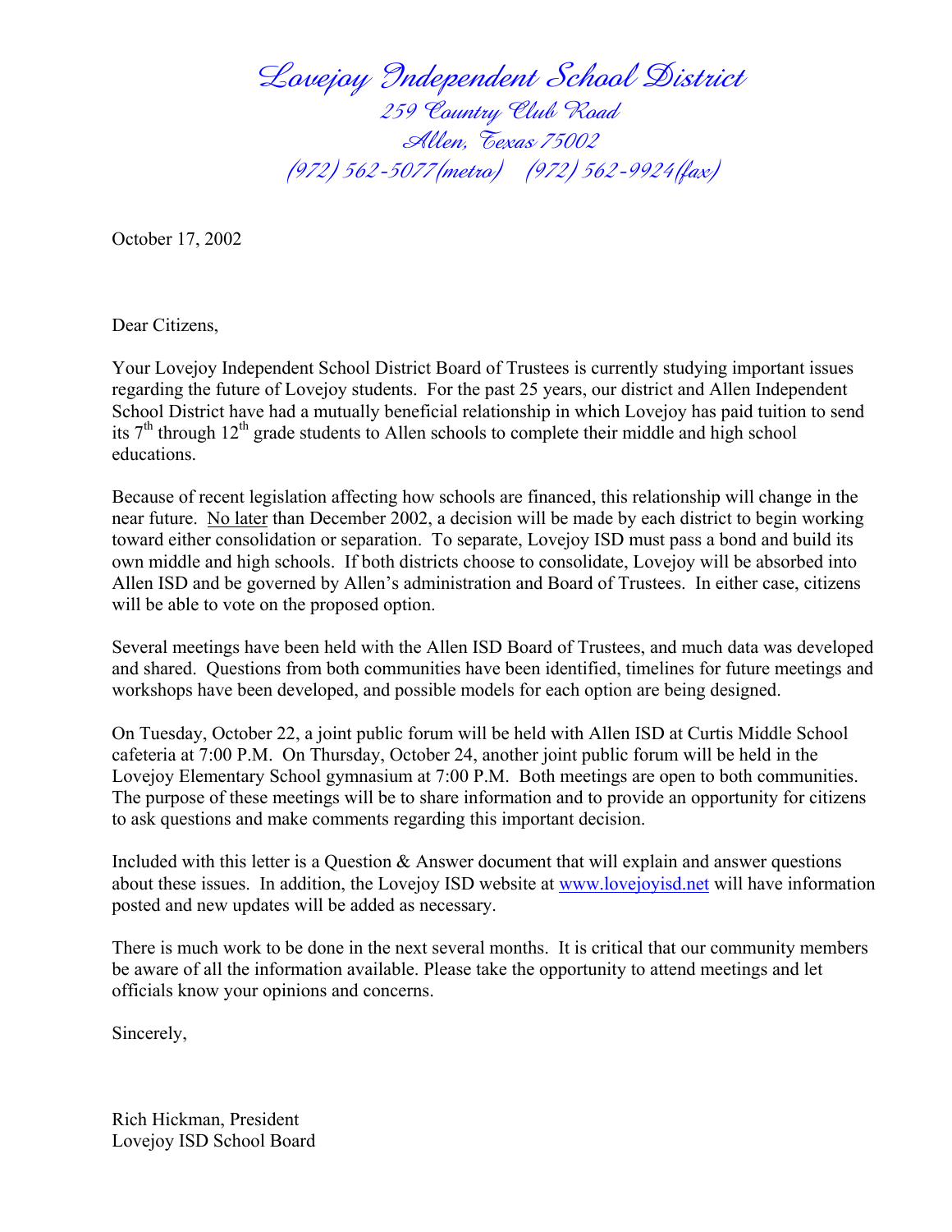# *Lovejoy Independent School District*

*259 Country Club Road*
*Allen, Texas 75002*
*(972) 562-5077(metro) (972) 562-9924(fax)*

October 17, 2002

Dear Citizens,

Your Lovejoy Independent School District Board of Trustees is currently studying important issues regarding the future of Lovejoy students. For the past 25 years, our district and Allen Independent School District have had a mutually beneficial relationship in which Lovejoy has paid tuition to send its 7th through 12th grade students to Allen schools to complete their middle and high school educations.

Because of recent legislation affecting how schools are financed, this relationship will change in the near future. <u>No later</u> than December 2002, a decision will be made by each district to begin working toward either consolidation or separation. To separate, Lovejoy ISD must pass a bond and build its own middle and high schools. If both districts choose to consolidate, Lovejoy will be absorbed into Allen ISD and be governed by Allen's administration and Board of Trustees. In either case, citizens will be able to vote on the proposed option.

Several meetings have been held with the Allen ISD Board of Trustees, and much data was developed and shared. Questions from both communities have been identified, timelines for future meetings and workshops have been developed, and possible models for each option are being designed.

On Tuesday, October 22, a joint public forum will be held with Allen ISD at Curtis Middle School cafeteria at 7:00 P.M. On Thursday, October 24, another joint public forum will be held in the Lovejoy Elementary School gymnasium at 7:00 P.M. Both meetings are open to both communities. The purpose of these meetings will be to share information and to provide an opportunity for citizens to ask questions and make comments regarding this important decision.

Included with this letter is a Question & Answer document that will explain and answer questions about these issues. In addition, the Lovejoy ISD website at www.lovejoyisd.net will have information posted and new updates will be added as necessary.

There is much work to be done in the next several months. It is critical that our community members be aware of all the information available. Please take the opportunity to attend meetings and let officials know your opinions and concerns.

Sincerely,

Rich Hickman, President
Lovejoy ISD School Board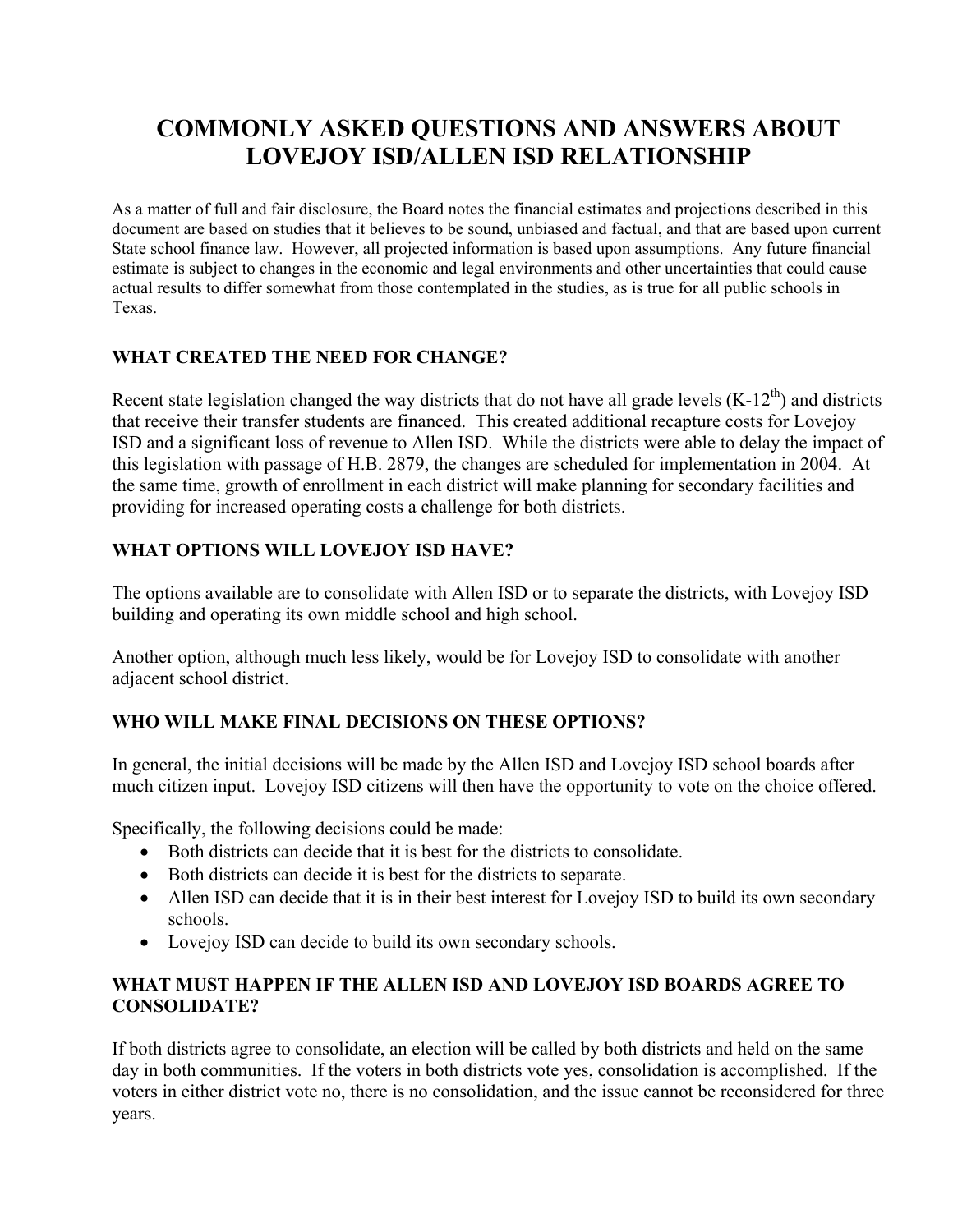# COMMONLY ASKED QUESTIONS AND ANSWERS ABOUT LOVEJOY ISD/ALLEN ISD RELATIONSHIP

As a matter of full and fair disclosure, the Board notes the financial estimates and projections described in this document are based on studies that it believes to be sound, unbiased and factual, and that are based upon current State school finance law. However, all projected information is based upon assumptions. Any future financial estimate is subject to changes in the economic and legal environments and other uncertainties that could cause actual results to differ somewhat from those contemplated in the studies, as is true for all public schools in Texas.

## WHAT CREATED THE NEED FOR CHANGE?

Recent state legislation changed the way districts that do not have all grade levels (K-12$^{th}$) and districts that receive their transfer students are financed. This created additional recapture costs for Lovejoy ISD and a significant loss of revenue to Allen ISD. While the districts were able to delay the impact of this legislation with passage of H.B. 2879, the changes are scheduled for implementation in 2004. At the same time, growth of enrollment in each district will make planning for secondary facilities and providing for increased operating costs a challenge for both districts.

## WHAT OPTIONS WILL LOVEJOY ISD HAVE?

The options available are to consolidate with Allen ISD or to separate the districts, with Lovejoy ISD building and operating its own middle school and high school.

Another option, although much less likely, would be for Lovejoy ISD to consolidate with another adjacent school district.

## WHO WILL MAKE FINAL DECISIONS ON THESE OPTIONS?

In general, the initial decisions will be made by the Allen ISD and Lovejoy ISD school boards after much citizen input. Lovejoy ISD citizens will then have the opportunity to vote on the choice offered.

Specifically, the following decisions could be made:

- Both districts can decide that it is best for the districts to consolidate.
- Both districts can decide it is best for the districts to separate.
- Allen ISD can decide that it is in their best interest for Lovejoy ISD to build its own secondary schools.
- Lovejoy ISD can decide to build its own secondary schools.

## WHAT MUST HAPPEN IF THE ALLEN ISD AND LOVEJOY ISD BOARDS AGREE TO CONSOLIDATE?

If both districts agree to consolidate, an election will be called by both districts and held on the same day in both communities. If the voters in both districts vote yes, consolidation is accomplished. If the voters in either district vote no, there is no consolidation, and the issue cannot be reconsidered for three years.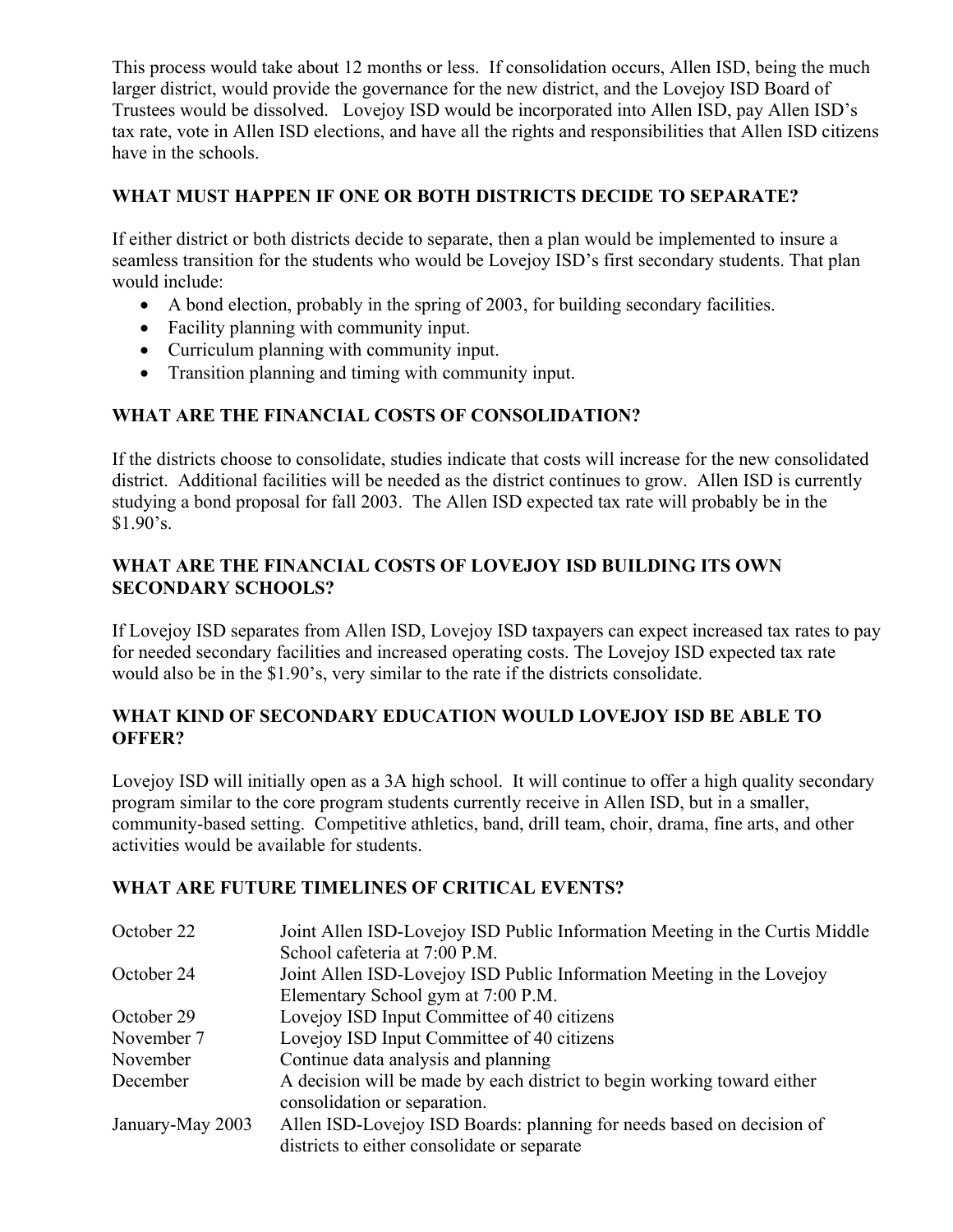This process would take about 12 months or less. If consolidation occurs, Allen ISD, being the much larger district, would provide the governance for the new district, and the Lovejoy ISD Board of Trustees would be dissolved. Lovejoy ISD would be incorporated into Allen ISD, pay Allen ISD's tax rate, vote in Allen ISD elections, and have all the rights and responsibilities that Allen ISD citizens have in the schools.

**WHAT MUST HAPPEN IF ONE OR BOTH DISTRICTS DECIDE TO SEPARATE?**

If either district or both districts decide to separate, then a plan would be implemented to insure a seamless transition for the students who would be Lovejoy ISD's first secondary students. That plan would include:

- A bond election, probably in the spring of 2003, for building secondary facilities.
- Facility planning with community input.
- Curriculum planning with community input.
- Transition planning and timing with community input.

**WHAT ARE THE FINANCIAL COSTS OF CONSOLIDATION?**

If the districts choose to consolidate, studies indicate that costs will increase for the new consolidated district. Additional facilities will be needed as the district continues to grow. Allen ISD is currently studying a bond proposal for fall 2003. The Allen ISD expected tax rate will probably be in the $1.90's.

**WHAT ARE THE FINANCIAL COSTS OF LOVEJOY ISD BUILDING ITS OWN SECONDARY SCHOOLS?**

If Lovejoy ISD separates from Allen ISD, Lovejoy ISD taxpayers can expect increased tax rates to pay for needed secondary facilities and increased operating costs. The Lovejoy ISD expected tax rate would also be in the $1.90's, very similar to the rate if the districts consolidate.

**WHAT KIND OF SECONDARY EDUCATION WOULD LOVEJOY ISD BE ABLE TO OFFER?**

Lovejoy ISD will initially open as a 3A high school. It will continue to offer a high quality secondary program similar to the core program students currently receive in Allen ISD, but in a smaller, community-based setting. Competitive athletics, band, drill team, choir, drama, fine arts, and other activities would be available for students.

**WHAT ARE FUTURE TIMELINES OF CRITICAL EVENTS?**

| | |
|---|---|
| October 22 | Joint Allen ISD-Lovejoy ISD Public Information Meeting in the Curtis Middle School cafeteria at 7:00 P.M. |
| October 24 | Joint Allen ISD-Lovejoy ISD Public Information Meeting in the Lovejoy Elementary School gym at 7:00 P.M. |
| October 29 | Lovejoy ISD Input Committee of 40 citizens |
| November 7 | Lovejoy ISD Input Committee of 40 citizens |
| November | Continue data analysis and planning |
| December | A decision will be made by each district to begin working toward either consolidation or separation. |
| January-May 2003 | Allen ISD-Lovejoy ISD Boards: planning for needs based on decision of districts to either consolidate or separate |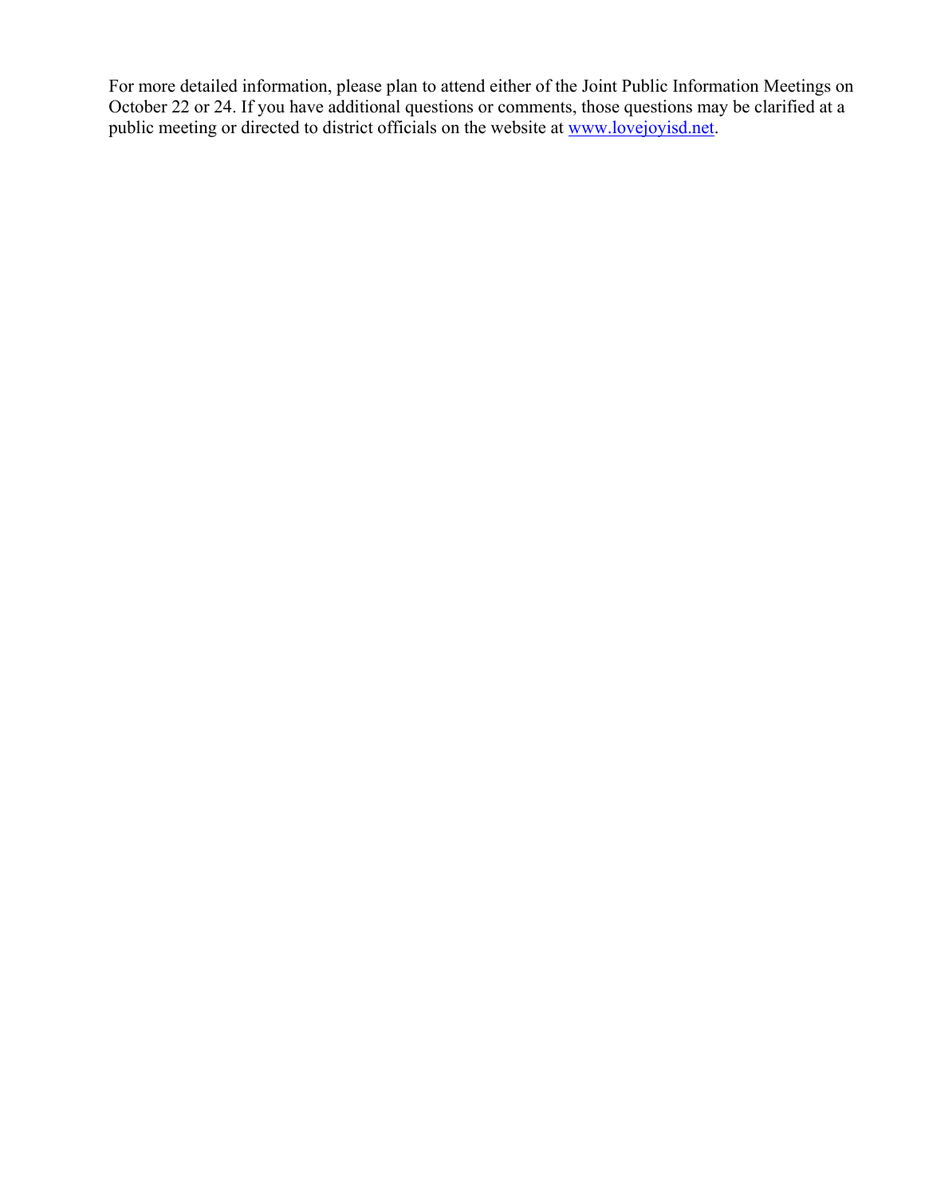For more detailed information, please plan to attend either of the Joint Public Information Meetings on October 22 or 24. If you have additional questions or comments, those questions may be clarified at a public meeting or directed to district officials on the website at [www.lovejoyisd.net](http://www.lovejoyisd.net).